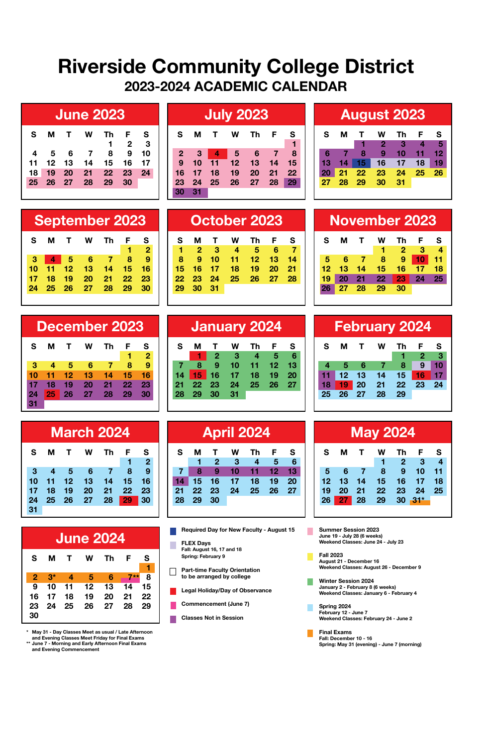# Riverside Community College District

## 2023-2024 ACADEMIC CALENDAR

### June 2023

| S | M | T | W | Th | F | S |
|---|---|---|---|---|---|---|
| | | | | 1 | 2 | 3 |
| 4 | 5 | 6 | 7 | 8 | 9 | 10 |
| 11 | 12 | 13 | 14 | 15 | 16 | 17 |
| 18 | 19 | 20 | 21 | 22 | 23 | 24 |
| 25 | 26 | 27 | 28 | 29 | 30 | |

### July 2023

| S | M | T | W | Th | F | S |
|---|---|---|---|---|---|---|
| | | | | | | 1 |
| 2 | 3 | 4 | 5 | 6 | 7 | 8 |
| 9 | 10 | 11 | 12 | 13 | 14 | 15 |
| 16 | 17 | 18 | 19 | 20 | 21 | 22 |
| 23 | 24 | 25 | 26 | 27 | 28 | 29 |
| 30 | 31 | | | | | |

### August 2023

| S | M | T | W | Th | F | S |
|---|---|---|---|---|---|---|
| | | 1 | 2 | 3 | 4 | 5 |
| 6 | 7 | 8 | 9 | 10 | 11 | 12 |
| 13 | 14 | 15 | 16 | 17 | 18 | 19 |
| 20 | 21 | 22 | 23 | 24 | 25 | 26 |
| 27 | 28 | 29 | 30 | 31 | | |

### September 2023

| S | M | T | W | Th | F | S |
|---|---|---|---|---|---|---|
| | | | | | 1 | 2 |
| 3 | 4 | 5 | 6 | 7 | 8 | 9 |
| 10 | 11 | 12 | 13 | 14 | 15 | 16 |
| 17 | 18 | 19 | 20 | 21 | 22 | 23 |
| 24 | 25 | 26 | 27 | 28 | 29 | 30 |

### October 2023

| S | M | T | W | Th | F | S |
|---|---|---|---|---|---|---|
| 1 | 2 | 3 | 4 | 5 | 6 | 7 |
| 8 | 9 | 10 | 11 | 12 | 13 | 14 |
| 15 | 16 | 17 | 18 | 19 | 20 | 21 |
| 22 | 23 | 24 | 25 | 26 | 27 | 28 |
| 29 | 30 | 31 | | | | |

### November 2023

| S | M | T | W | Th | F | S |
|---|---|---|---|---|---|---|
| | | | 1 | 2 | 3 | 4 |
| 5 | 6 | 7 | 8 | 9 | 10 | 11 |
| 12 | 13 | 14 | 15 | 16 | 17 | 18 |
| 19 | 20 | 21 | 22 | 23 | 24 | 25 |
| 26 | 27 | 28 | 29 | 30 | | |

### December 2023

| S | M | T | W | Th | F | S |
|---|---|---|---|---|---|---|
| | | | | | 1 | 2 |
| 3 | 4 | 5 | 6 | 7 | 8 | 9 |
| 10 | 11 | 12 | 13 | 14 | 15 | 16 |
| 17 | 18 | 19 | 20 | 21 | 22 | 23 |
| 24 | 25 | 26 | 27 | 28 | 29 | 30 |
| 31 | | | | | | |

### January 2024

| S | M | T | W | Th | F | S |
|---|---|---|---|---|---|---|
| | 1 | 2 | 3 | 4 | 5 | 6 |
| 7 | 8 | 9 | 10 | 11 | 12 | 13 |
| 14 | 15 | 16 | 17 | 18 | 19 | 20 |
| 21 | 22 | 23 | 24 | 25 | 26 | 27 |
| 28 | 29 | 30 | 31 | | | |

### February 2024

| S | M | T | W | Th | F | S |
|---|---|---|---|---|---|---|
| | | | | 1 | 2 | 3 |
| 4 | 5 | 6 | 7 | 8 | 9 | 10 |
| 11 | 12 | 13 | 14 | 15 | 16 | 17 |
| 18 | 19 | 20 | 21 | 22 | 23 | 24 |
| 25 | 26 | 27 | 28 | 29 | | |

### March 2024

| S | M | T | W | Th | F | S |
|---|---|---|---|---|---|---|
| | | | | | 1 | 2 |
| 3 | 4 | 5 | 6 | 7 | 8 | 9 |
| 10 | 11 | 12 | 13 | 14 | 15 | 16 |
| 17 | 18 | 19 | 20 | 21 | 22 | 23 |
| 24 | 25 | 26 | 27 | 28 | 29 | 30 |
| 31 | | | | | | |

### April 2024

| S | M | T | W | Th | F | S |
|---|---|---|---|---|---|---|
| | 1 | 2 | 3 | 4 | 5 | 6 |
| 7 | 8 | 9 | 10 | 11 | 12 | 13 |
| 14 | 15 | 16 | 17 | 18 | 19 | 20 |
| 21 | 22 | 23 | 24 | 25 | 26 | 27 |
| 28 | 29 | 30 | | | | |

### May 2024

| S | M | T | W | Th | F | S |
|---|---|---|---|---|---|---|
| | | | 1 | 2 | 3 | 4 |
| 5 | 6 | 7 | 8 | 9 | 10 | 11 |
| 12 | 13 | 14 | 15 | 16 | 17 | 18 |
| 19 | 20 | 21 | 22 | 23 | 24 | 25 |
| 26 | 27 | 28 | 29 | 30 | 31* | |

### June 2024

| S | M | T | W | Th | F | S |
|---|---|---|---|---|---|---|
| | | | | | | 1 |
| 2 | 3* | 4 | 5 | 6 | 7** | 8 |
| 9 | 10 | 11 | 12 | 13 | 14 | 15 |
| 16 | 17 | 18 | 19 | 20 | 21 | 22 |
| 23 | 24 | 25 | 26 | 27 | 28 | 29 |
| 30 | | | | | | |

\* May 31 - Day Classes Meet as usual / Late Afternoon and Evening Classes Meet Friday for Final Exams

\*\* June 7 - Morning and Early Afternoon Final Exams and Evening Commencement

**Legend**

- Required Day for New Faculty - August 15
- FLEX Days
  Fall: August 16, 17 and 18
  Spring: February 9
- Part-time Faculty Orientation to be arranged by college
- Legal Holiday/Day of Observance
- Commencement (June 7)
- Classes Not in Session
- **Summer Session 2023**
  June 19 - July 28 (6 weeks)
  Weekend Classes: June 24 - July 23
- **Fall 2023**
  August 21 - December 16
  Weekend Classes: August 26 - December 9
- **Winter Session 2024**
  January 2 - February 8 (6 weeks)
  Weekend Classes: January 6 - February 4
- **Spring 2024**
  February 12 - June 7
  Weekend Classes: February 24 - June 2
- **Final Exams**
  Fall: December 10 - 16
  Spring: May 31 (evening) - June 7 (morning)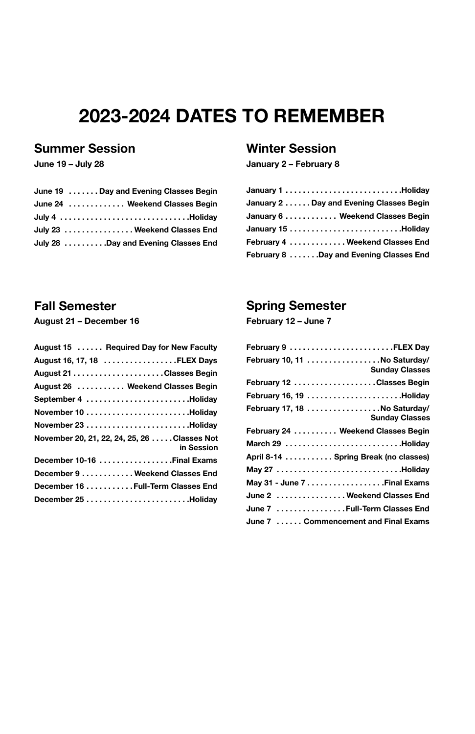# 2023-2024 DATES TO REMEMBER

## Summer Session

**June 19 – July 28**

| | |
|---|---|
| June 19 | Day and Evening Classes Begin |
| June 24 | Weekend Classes Begin |
| July 4 | Holiday |
| July 23 | Weekend Classes End |
| July 28 | Day and Evening Classes End |

## Winter Session

**January 2 – February 8**

| | |
|---|---|
| January 1 | Holiday |
| January 2 | Day and Evening Classes Begin |
| January 6 | Weekend Classes Begin |
| January 15 | Holiday |
| February 4 | Weekend Classes End |
| February 8 | Day and Evening Classes End |

## Fall Semester

**August 21 – December 16**

| | |
|---|---|
| August 15 | Required Day for New Faculty |
| August 16, 17, 18 | FLEX Days |
| August 21 | Classes Begin |
| August 26 | Weekend Classes Begin |
| September 4 | Holiday |
| November 10 | Holiday |
| November 23 | Holiday |
| November 20, 21, 22, 24, 25, 26 | Classes Not in Session |
| December 10-16 | Final Exams |
| December 9 | Weekend Classes End |
| December 16 | Full-Term Classes End |
| December 25 | Holiday |

## Spring Semester

**February 12 – June 7**

| | |
|---|---|
| February 9 | FLEX Day |
| February 10, 11 | No Saturday/ Sunday Classes |
| February 12 | Classes Begin |
| February 16, 19 | Holiday |
| February 17, 18 | No Saturday/ Sunday Classes |
| February 24 | Weekend Classes Begin |
| March 29 | Holiday |
| April 8-14 | Spring Break (no classes) |
| May 27 | Holiday |
| May 31 - June 7 | Final Exams |
| June 2 | Weekend Classes End |
| June 7 | Full-Term Classes End |
| June 7 | Commencement and Final Exams |